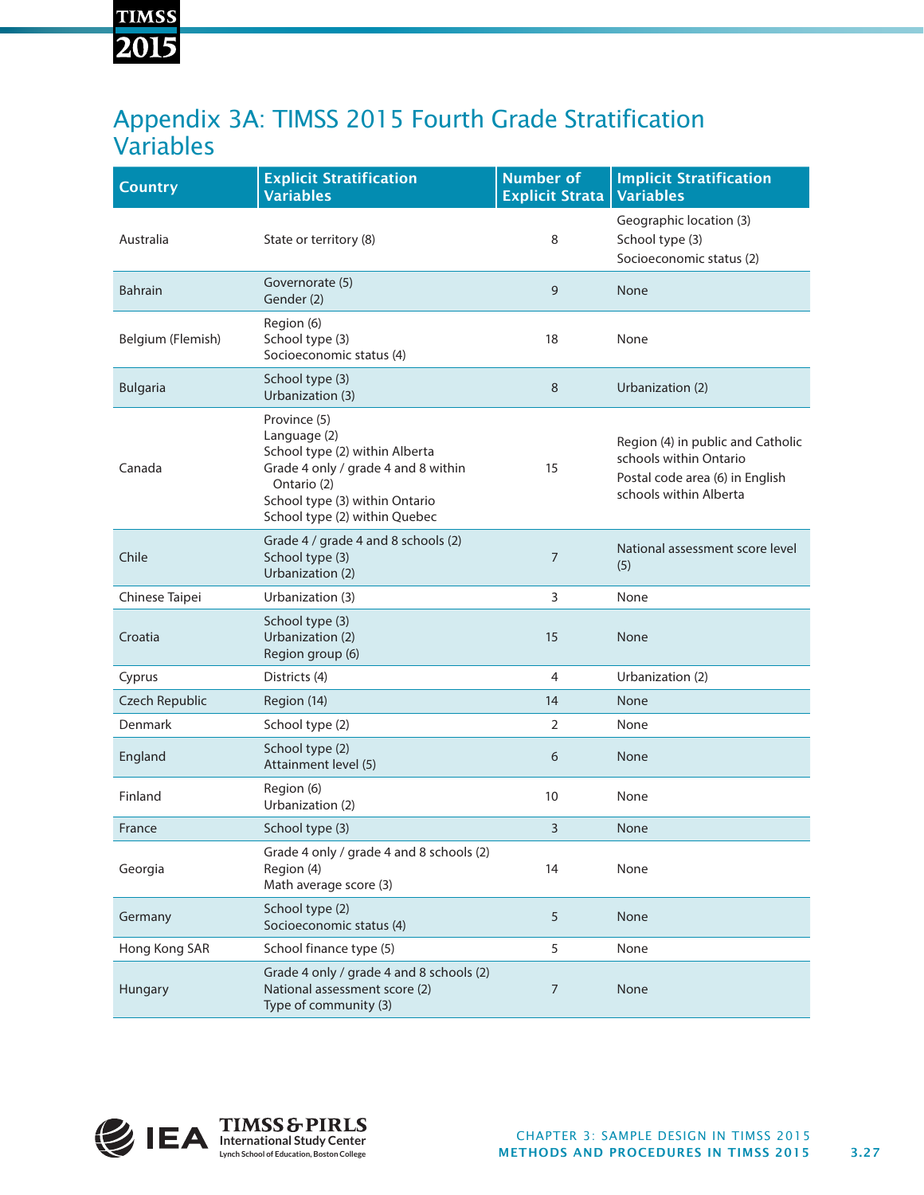# Appendix 3A: TIMSS 2015 Fourth Grade Stratification Variables

| Country | Explicit Stratification Variables | Number of Explicit Strata | Implicit Stratification Variables |
|---|---|---|---|
| Australia | State or territory (8) | 8 | Geographic location (3)<br>School type (3)<br>Socioeconomic status (2) |
| Bahrain | Governorate (5)<br>Gender (2) | 9 | None |
| Belgium (Flemish) | Region (6)<br>School type (3)<br>Socioeconomic status (4) | 18 | None |
| Bulgaria | School type (3)<br>Urbanization (3) | 8 | Urbanization (2) |
| Canada | Province (5)<br>Language (2)<br>School type (2) within Alberta<br>Grade 4 only / grade 4 and 8 within Ontario (2)<br>School type (3) within Ontario<br>School type (2) within Quebec | 15 | Region (4) in public and Catholic schools within Ontario<br>Postal code area (6) in English schools within Alberta |
| Chile | Grade 4 / grade 4 and 8 schools (2)<br>School type (3)<br>Urbanization (2) | 7 | National assessment score level (5) |
| Chinese Taipei | Urbanization (3) | 3 | None |
| Croatia | School type (3)<br>Urbanization (2)<br>Region group (6) | 15 | None |
| Cyprus | Districts (4) | 4 | Urbanization (2) |
| Czech Republic | Region (14) | 14 | None |
| Denmark | School type (2) | 2 | None |
| England | School type (2)<br>Attainment level (5) | 6 | None |
| Finland | Region (6)<br>Urbanization (2) | 10 | None |
| France | School type (3) | 3 | None |
| Georgia | Grade 4 only / grade 4 and 8 schools (2)<br>Region (4)<br>Math average score (3) | 14 | None |
| Germany | School type (2)<br>Socioeconomic status (4) | 5 | None |
| Hong Kong SAR | School finance type (5) | 5 | None |
| Hungary | Grade 4 only / grade 4 and 8 schools (2)<br>National assessment score (2)<br>Type of community (3) | 7 | None |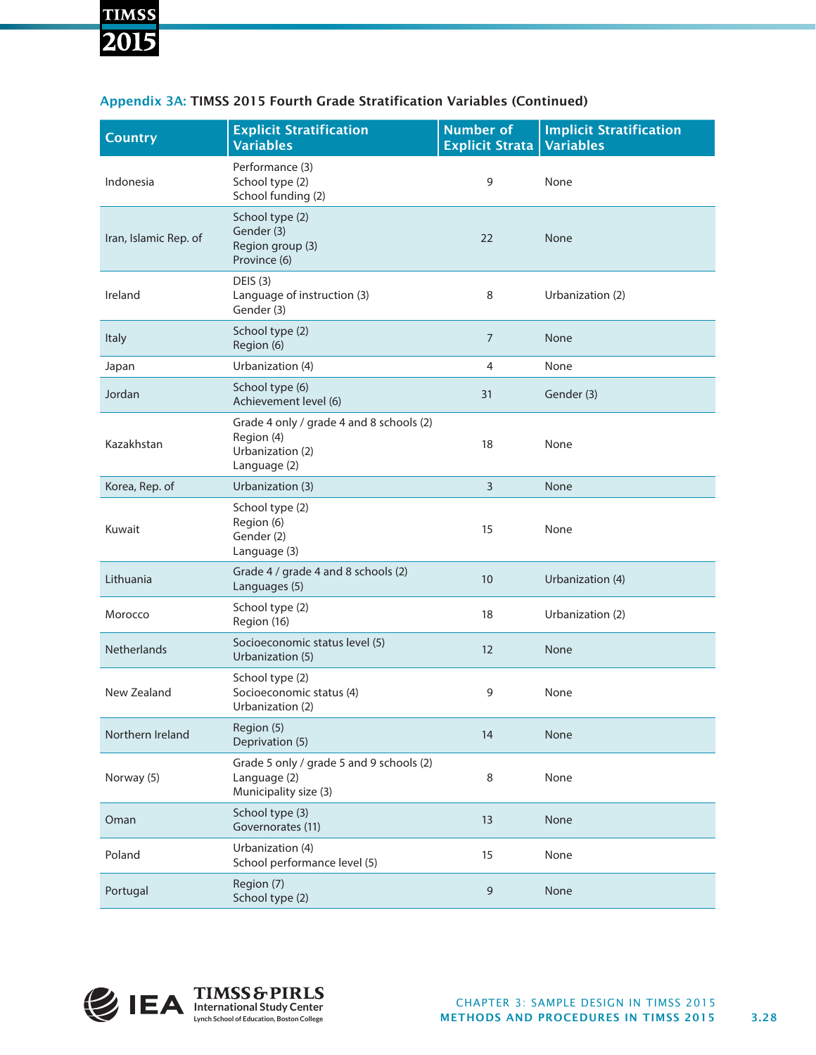**Appendix 3A: TIMSS 2015 Fourth Grade Stratification Variables (Continued)**

| Country | Explicit Stratification Variables | Number of Explicit Strata | Implicit Stratification Variables |
|---|---|---|---|
| Indonesia | Performance (3)<br>School type (2)<br>School funding (2) | 9 | None |
| Iran, Islamic Rep. of | School type (2)<br>Gender (3)<br>Region group (3)<br>Province (6) | 22 | None |
| Ireland | DEIS (3)<br>Language of instruction (3)<br>Gender (3) | 8 | Urbanization (2) |
| Italy | School type (2)<br>Region (6) | 7 | None |
| Japan | Urbanization (4) | 4 | None |
| Jordan | School type (6)<br>Achievement level (6) | 31 | Gender (3) |
| Kazakhstan | Grade 4 only / grade 4 and 8 schools (2)<br>Region (4)<br>Urbanization (2)<br>Language (2) | 18 | None |
| Korea, Rep. of | Urbanization (3) | 3 | None |
| Kuwait | School type (2)<br>Region (6)<br>Gender (2)<br>Language (3) | 15 | None |
| Lithuania | Grade 4 / grade 4 and 8 schools (2)<br>Languages (5) | 10 | Urbanization (4) |
| Morocco | School type (2)<br>Region (16) | 18 | Urbanization (2) |
| Netherlands | Socioeconomic status level (5)<br>Urbanization (5) | 12 | None |
| New Zealand | School type (2)<br>Socioeconomic status (4)<br>Urbanization (2) | 9 | None |
| Northern Ireland | Region (5)<br>Deprivation (5) | 14 | None |
| Norway (5) | Grade 5 only / grade 5 and 9 schools (2)<br>Language (2)<br>Municipality size (3) | 8 | None |
| Oman | School type (3)<br>Governorates (11) | 13 | None |
| Poland | Urbanization (4)<br>School performance level (5) | 15 | None |
| Portugal | Region (7)<br>School type (2) | 9 | None |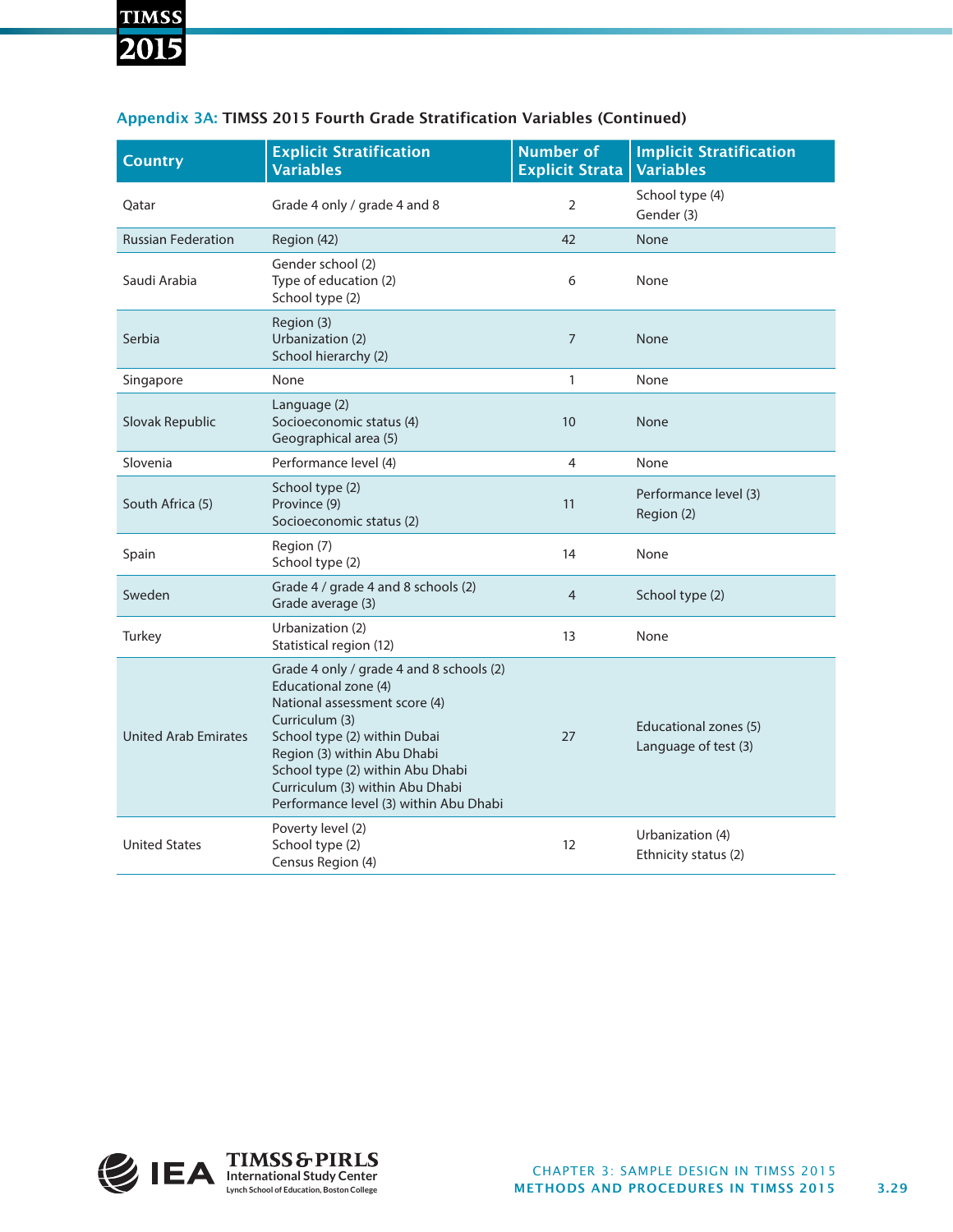**Appendix 3A: TIMSS 2015 Fourth Grade Stratification Variables (Continued)**

| Country | Explicit Stratification Variables | Number of Explicit Strata | Implicit Stratification Variables |
|---|---|---|---|
| Qatar | Grade 4 only / grade 4 and 8 | 2 | School type (4)<br>Gender (3) |
| Russian Federation | Region (42) | 42 | None |
| Saudi Arabia | Gender school (2)<br>Type of education (2)<br>School type (2) | 6 | None |
| Serbia | Region (3)<br>Urbanization (2)<br>School hierarchy (2) | 7 | None |
| Singapore | None | 1 | None |
| Slovak Republic | Language (2)<br>Socioeconomic status (4)<br>Geographical area (5) | 10 | None |
| Slovenia | Performance level (4) | 4 | None |
| South Africa (5) | School type (2)<br>Province (9)<br>Socioeconomic status (2) | 11 | Performance level (3)<br>Region (2) |
| Spain | Region (7)<br>School type (2) | 14 | None |
| Sweden | Grade 4 / grade 4 and 8 schools (2)<br>Grade average (3) | 4 | School type (2) |
| Turkey | Urbanization (2)<br>Statistical region (12) | 13 | None |
| United Arab Emirates | Grade 4 only / grade 4 and 8 schools (2)<br>Educational zone (4)<br>National assessment score (4)<br>Curriculum (3)<br>School type (2) within Dubai<br>Region (3) within Abu Dhabi<br>School type (2) within Abu Dhabi<br>Curriculum (3) within Abu Dhabi<br>Performance level (3) within Abu Dhabi | 27 | Educational zones (5)<br>Language of test (3) |
| United States | Poverty level (2)<br>School type (2)<br>Census Region (4) | 12 | Urbanization (4)<br>Ethnicity status (2) |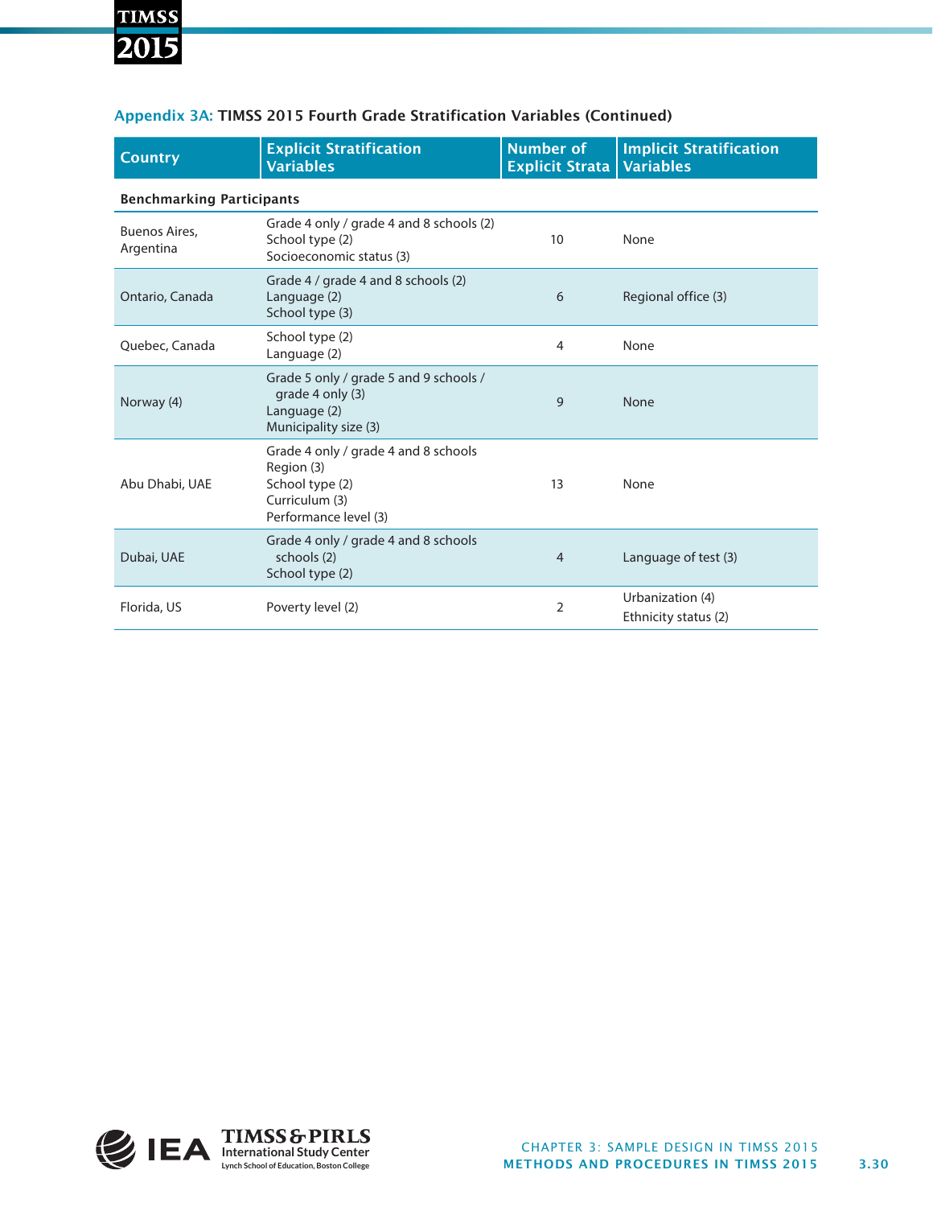**Appendix 3A:** **TIMSS 2015 Fourth Grade Stratification Variables (Continued)**

| Country | Explicit Stratification Variables | Number of Explicit Strata | Implicit Stratification Variables |
|---|---|---|---|
| **Benchmarking Participants** | | | |
| Buenos Aires, Argentina | Grade 4 only / grade 4 and 8 schools (2)<br>School type (2)<br>Socioeconomic status (3) | 10 | None |
| Ontario, Canada | Grade 4 / grade 4 and 8 schools (2)<br>Language (2)<br>School type (3) | 6 | Regional office (3) |
| Quebec, Canada | School type (2)<br>Language (2) | 4 | None |
| Norway (4) | Grade 5 only / grade 5 and 9 schools / grade 4 only (3)<br>Language (2)<br>Municipality size (3) | 9 | None |
| Abu Dhabi, UAE | Grade 4 only / grade 4 and 8 schools<br>Region (3)<br>School type (2)<br>Curriculum (3)<br>Performance level (3) | 13 | None |
| Dubai, UAE | Grade 4 only / grade 4 and 8 schools schools (2)<br>School type (2) | 4 | Language of test (3) |
| Florida, US | Poverty level (2) | 2 | Urbanization (4)<br>Ethnicity status (2) |